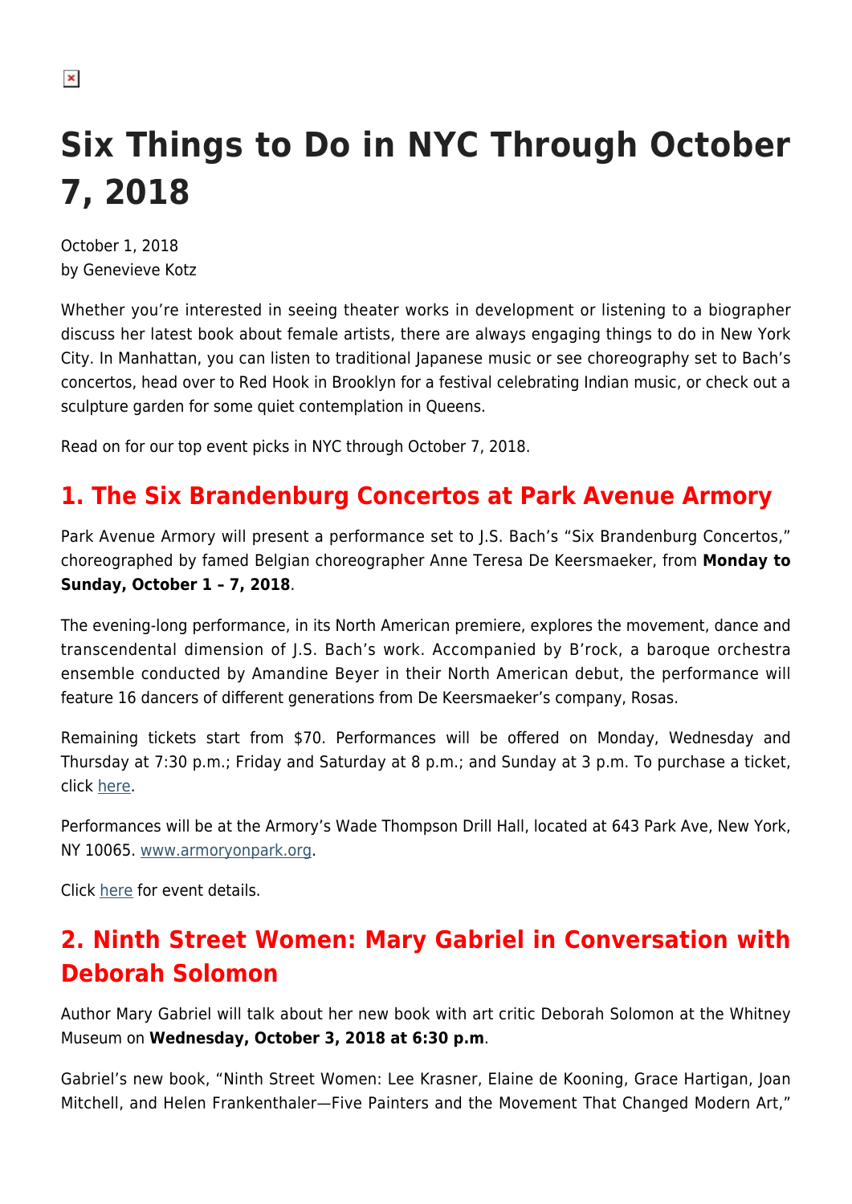# Six Things to Do in NYC Through October 7, 2018

October 1, 2018
by Genevieve Kotz

Whether you're interested in seeing theater works in development or listening to a biographer discuss her latest book about female artists, there are always engaging things to do in New York City. In Manhattan, you can listen to traditional Japanese music or see choreography set to Bach's concertos, head over to Red Hook in Brooklyn for a festival celebrating Indian music, or check out a sculpture garden for some quiet contemplation in Queens.

Read on for our top event picks in NYC through October 7, 2018.

## 1. The Six Brandenburg Concertos at Park Avenue Armory

Park Avenue Armory will present a performance set to J.S. Bach's "Six Brandenburg Concertos," choreographed by famed Belgian choreographer Anne Teresa De Keersmaeker, from **Monday to Sunday, October 1 – 7, 2018**.

The evening-long performance, in its North American premiere, explores the movement, dance and transcendental dimension of J.S. Bach's work. Accompanied by B'rock, a baroque orchestra ensemble conducted by Amandine Beyer in their North American debut, the performance will feature 16 dancers of different generations from De Keersmaeker's company, Rosas.

Remaining tickets start from $70. Performances will be offered on Monday, Wednesday and Thursday at 7:30 p.m.; Friday and Saturday at 8 p.m.; and Sunday at 3 p.m. To purchase a ticket, click here.

Performances will be at the Armory's Wade Thompson Drill Hall, located at 643 Park Ave, New York, NY 10065. www.armoryonpark.org.

Click here for event details.

## 2. Ninth Street Women: Mary Gabriel in Conversation with Deborah Solomon

Author Mary Gabriel will talk about her new book with art critic Deborah Solomon at the Whitney Museum on **Wednesday, October 3, 2018 at 6:30 p.m**.

Gabriel's new book, "Ninth Street Women: Lee Krasner, Elaine de Kooning, Grace Hartigan, Joan Mitchell, and Helen Frankenthaler—Five Painters and the Movement That Changed Modern Art,"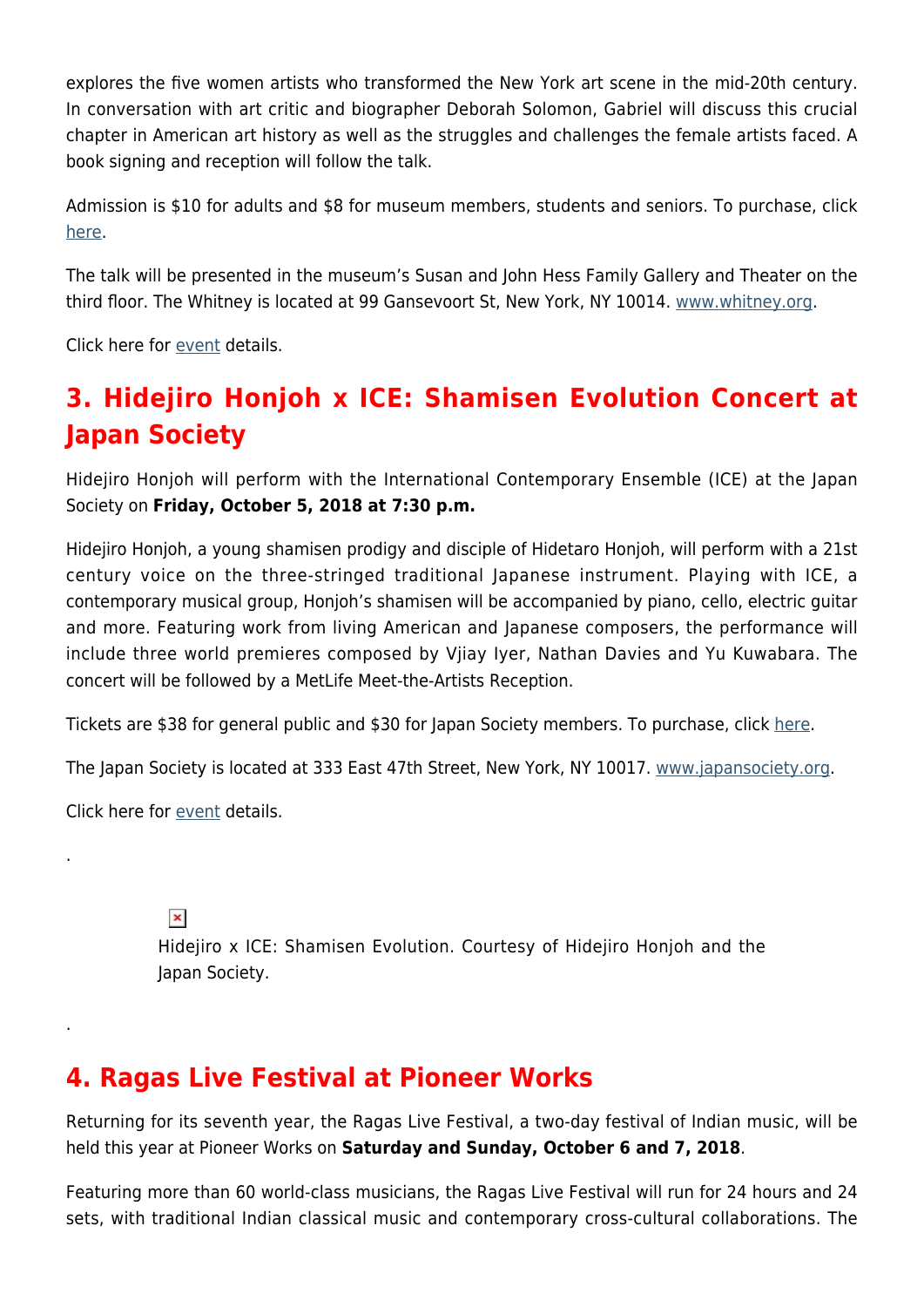explores the five women artists who transformed the New York art scene in the mid-20th century. In conversation with art critic and biographer Deborah Solomon, Gabriel will discuss this crucial chapter in American art history as well as the struggles and challenges the female artists faced. A book signing and reception will follow the talk.

Admission is $10 for adults and $8 for museum members, students and seniors. To purchase, click here.

The talk will be presented in the museum's Susan and John Hess Family Gallery and Theater on the third floor. The Whitney is located at 99 Gansevoort St, New York, NY 10014. www.whitney.org.

Click here for event details.

## 3. Hidejiro Honjoh x ICE: Shamisen Evolution Concert at Japan Society

Hidejiro Honjoh will perform with the International Contemporary Ensemble (ICE) at the Japan Society on **Friday, October 5, 2018 at 7:30 p.m.**

Hidejiro Honjoh, a young shamisen prodigy and disciple of Hidetaro Honjoh, will perform with a 21st century voice on the three-stringed traditional Japanese instrument. Playing with ICE, a contemporary musical group, Honjoh's shamisen will be accompanied by piano, cello, electric guitar and more. Featuring work from living American and Japanese composers, the performance will include three world premieres composed by Vjiay Iyer, Nathan Davies and Yu Kuwabara. The concert will be followed by a MetLife Meet-the-Artists Reception.

Tickets are $38 for general public and $30 for Japan Society members. To purchase, click here.

The Japan Society is located at 333 East 47th Street, New York, NY 10017. www.japansociety.org.

Click here for event details.

.

Hidejiro x ICE: Shamisen Evolution. Courtesy of Hidejiro Honjoh and the Japan Society.

.

## 4. Ragas Live Festival at Pioneer Works

Returning for its seventh year, the Ragas Live Festival, a two-day festival of Indian music, will be held this year at Pioneer Works on **Saturday and Sunday, October 6 and 7, 2018**.

Featuring more than 60 world-class musicians, the Ragas Live Festival will run for 24 hours and 24 sets, with traditional Indian classical music and contemporary cross-cultural collaborations. The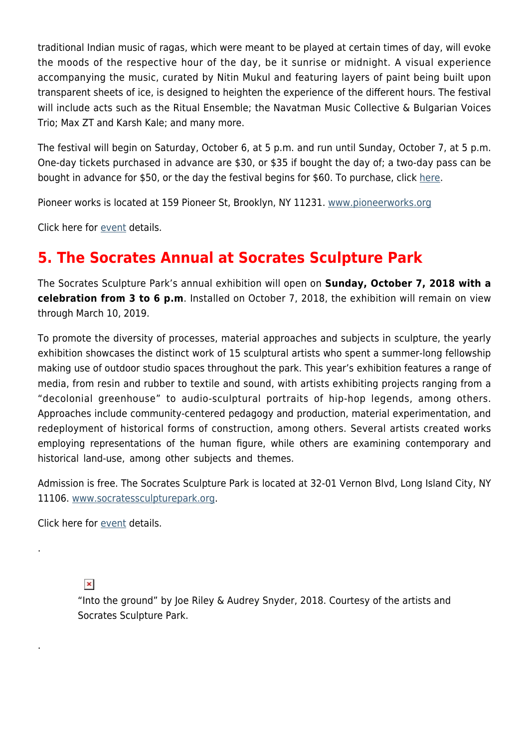traditional Indian music of ragas, which were meant to be played at certain times of day, will evoke the moods of the respective hour of the day, be it sunrise or midnight. A visual experience accompanying the music, curated by Nitin Mukul and featuring layers of paint being built upon transparent sheets of ice, is designed to heighten the experience of the different hours. The festival will include acts such as the Ritual Ensemble; the Navatman Music Collective & Bulgarian Voices Trio; Max ZT and Karsh Kale; and many more.

The festival will begin on Saturday, October 6, at 5 p.m. and run until Sunday, October 7, at 5 p.m. One-day tickets purchased in advance are $30, or $35 if bought the day of; a two-day pass can be bought in advance for $50, or the day the festival begins for $60. To purchase, click here.

Pioneer works is located at 159 Pioneer St, Brooklyn, NY 11231. www.pioneerworks.org

Click here for event details.

## 5. The Socrates Annual at Socrates Sculpture Park

The Socrates Sculpture Park's annual exhibition will open on **Sunday, October 7, 2018 with a celebration from 3 to 6 p.m**. Installed on October 7, 2018, the exhibition will remain on view through March 10, 2019.

To promote the diversity of processes, material approaches and subjects in sculpture, the yearly exhibition showcases the distinct work of 15 sculptural artists who spent a summer-long fellowship making use of outdoor studio spaces throughout the park. This year's exhibition features a range of media, from resin and rubber to textile and sound, with artists exhibiting projects ranging from a "decolonial greenhouse" to audio-sculptural portraits of hip-hop legends, among others. Approaches include community-centered pedagogy and production, material experimentation, and redeployment of historical forms of construction, among others. Several artists created works employing representations of the human figure, while others are examining contemporary and historical land-use, among other subjects and themes.

Admission is free. The Socrates Sculpture Park is located at 32-01 Vernon Blvd, Long Island City, NY 11106. www.socratessculpturepark.org.

Click here for event details.

.

"Into the ground" by Joe Riley & Audrey Snyder, 2018. Courtesy of the artists and Socrates Sculpture Park.

.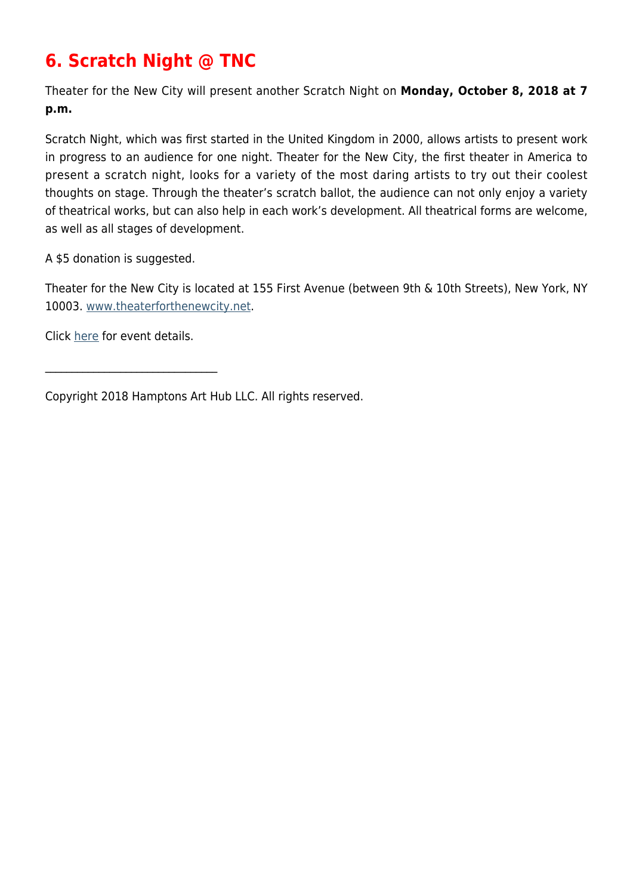## 6. Scratch Night @ TNC

Theater for the New City will present another Scratch Night on **Monday, October 8, 2018 at 7 p.m.**

Scratch Night, which was first started in the United Kingdom in 2000, allows artists to present work in progress to an audience for one night. Theater for the New City, the first theater in America to present a scratch night, looks for a variety of the most daring artists to try out their coolest thoughts on stage. Through the theater's scratch ballot, the audience can not only enjoy a variety of theatrical works, but can also help in each work's development. All theatrical forms are welcome, as well as all stages of development.

A $5 donation is suggested.

Theater for the New City is located at 155 First Avenue (between 9th & 10th Streets), New York, NY 10003. www.theaterforthenewcity.net.

Click here for event details.

\_\_\_\_\_\_\_\_\_\_\_\_\_\_\_\_\_\_\_\_\_\_\_\_\_\_\_\_\_\_

Copyright 2018 Hamptons Art Hub LLC. All rights reserved.